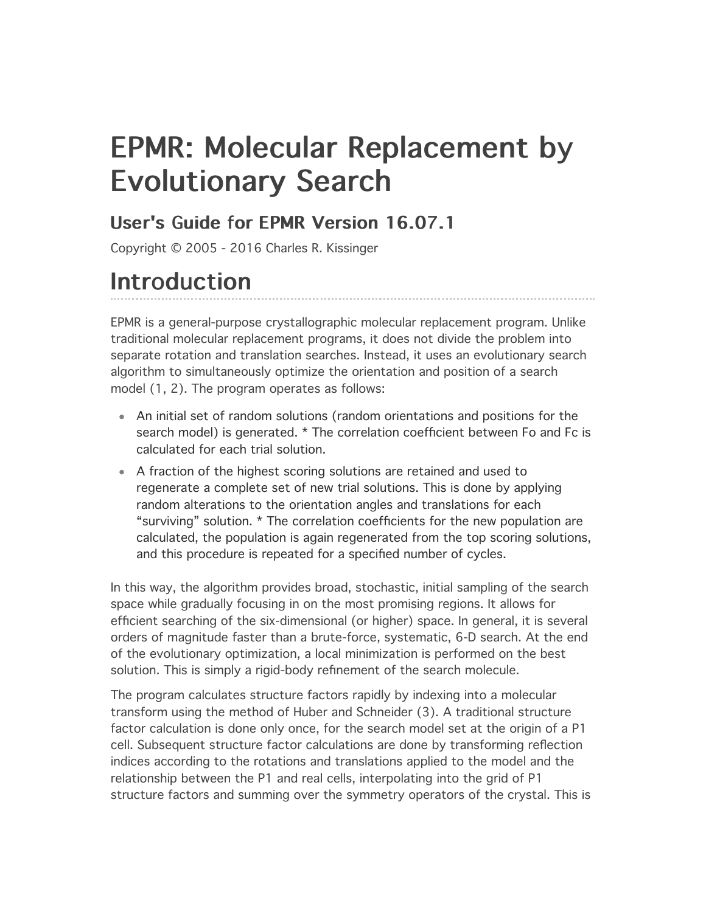# EPMR: Molecular Replacement by Evolutionary Search

### User's Guide for EPMR Version 16.07.1

Copyright © 2005 - 2016 Charles R. Kissinger

## Introduction

EPMR is a general-purpose crystallographic molecular replacement program. Unlike traditional molecular replacement programs, it does not divide the problem into separate rotation and translation searches. Instead, it uses an evolutionary search algorithm to simultaneously optimize the orientation and position of a search model (1, 2). The program operates as follows:

- An initial set of random solutions (random orientations and positions for the search model) is generated. * The correlation coefficient between Fo and Fc is calculated for each trial solution.
- A fraction of the highest scoring solutions are retained and used to regenerate a complete set of new trial solutions. This is done by applying random alterations to the orientation angles and translations for each "surviving" solution. * The correlation coefficients for the new population are calculated, the population is again regenerated from the top scoring solutions, and this procedure is repeated for a specified number of cycles.

In this way, the algorithm provides broad, stochastic, initial sampling of the search space while gradually focusing in on the most promising regions. It allows for efficient searching of the six-dimensional (or higher) space. In general, it is several orders of magnitude faster than a brute-force, systematic, 6-D search. At the end of the evolutionary optimization, a local minimization is performed on the best solution. This is simply a rigid-body refinement of the search molecule.

The program calculates structure factors rapidly by indexing into a molecular transform using the method of Huber and Schneider (3). A traditional structure factor calculation is done only once, for the search model set at the origin of a P1 cell. Subsequent structure factor calculations are done by transforming reflection indices according to the rotations and translations applied to the model and the relationship between the P1 and real cells, interpolating into the grid of P1 structure factors and summing over the symmetry operators of the crystal. This is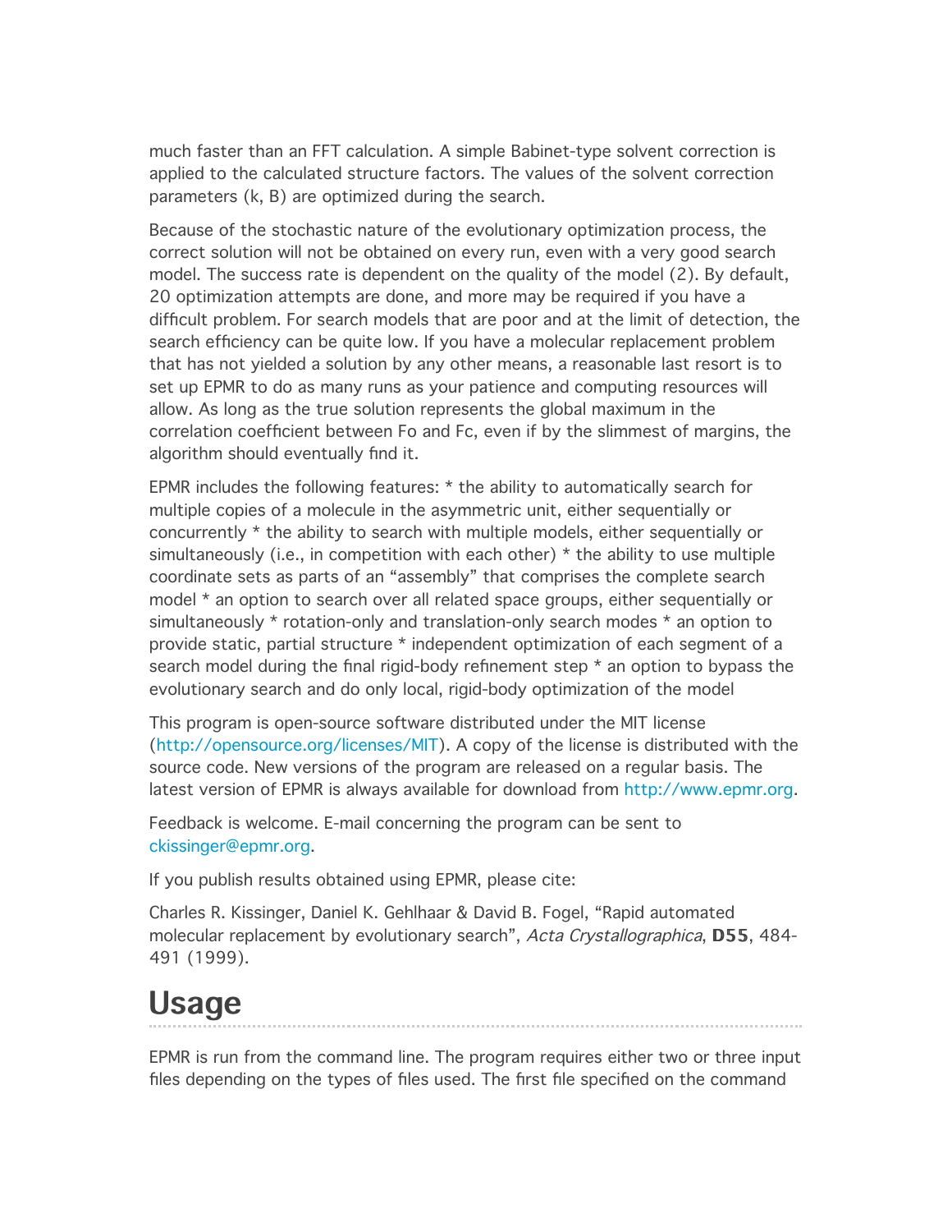much faster than an FFT calculation. A simple Babinet-type solvent correction is applied to the calculated structure factors. The values of the solvent correction parameters (k, B) are optimized during the search.

Because of the stochastic nature of the evolutionary optimization process, the correct solution will not be obtained on every run, even with a very good search model. The success rate is dependent on the quality of the model (2). By default, 20 optimization attempts are done, and more may be required if you have a difficult problem. For search models that are poor and at the limit of detection, the search efficiency can be quite low. If you have a molecular replacement problem that has not yielded a solution by any other means, a reasonable last resort is to set up EPMR to do as many runs as your patience and computing resources will allow. As long as the true solution represents the global maximum in the correlation coefficient between Fo and Fc, even if by the slimmest of margins, the algorithm should eventually find it.

EPMR includes the following features: * the ability to automatically search for multiple copies of a molecule in the asymmetric unit, either sequentially or concurrently * the ability to search with multiple models, either sequentially or simultaneously (i.e., in competition with each other) * the ability to use multiple coordinate sets as parts of an "assembly" that comprises the complete search model * an option to search over all related space groups, either sequentially or simultaneously * rotation-only and translation-only search modes * an option to provide static, partial structure * independent optimization of each segment of a search model during the final rigid-body refinement step * an option to bypass the evolutionary search and do only local, rigid-body optimization of the model

This program is open-source software distributed under the MIT license (http://opensource.org/licenses/MIT). A copy of the license is distributed with the source code. New versions of the program are released on a regular basis. The latest version of EPMR is always available for download from http://www.epmr.org.

Feedback is welcome. E-mail concerning the program can be sent to ckissinger@epmr.org.

If you publish results obtained using EPMR, please cite:

Charles R. Kissinger, Daniel K. Gehlhaar & David B. Fogel, "Rapid automated molecular replacement by evolutionary search", *Acta Crystallographica*, **D55**, 484-491 (1999).

# Usage

EPMR is run from the command line. The program requires either two or three input files depending on the types of files used. The first file specified on the command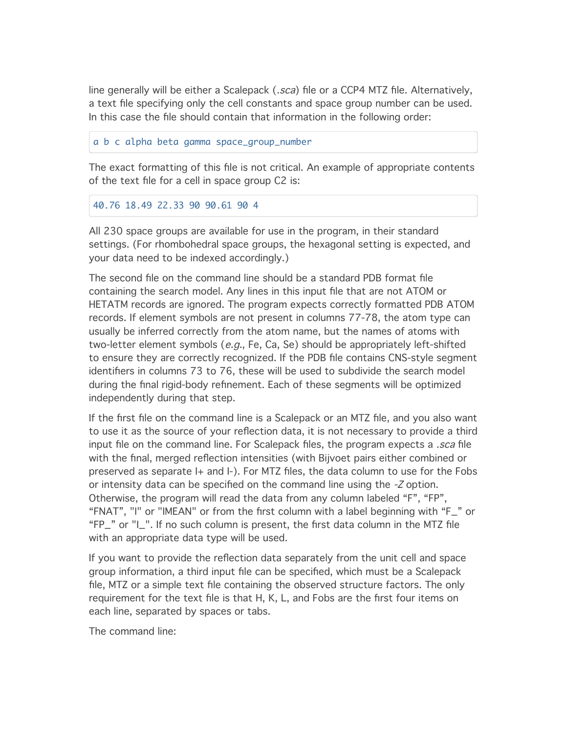line generally will be either a Scalepack (*.sca*) file or a CCP4 MTZ file. Alternatively, a text file specifying only the cell constants and space group number can be used. In this case the file should contain that information in the following order:

```
a b c alpha beta gamma space_group_number
```

The exact formatting of this file is not critical. An example of appropriate contents of the text file for a cell in space group C2 is:

```
40.76 18.49 22.33 90 90.61 90 4
```

All 230 space groups are available for use in the program, in their standard settings. (For rhombohedral space groups, the hexagonal setting is expected, and your data need to be indexed accordingly.)

The second file on the command line should be a standard PDB format file containing the search model. Any lines in this input file that are not ATOM or HETATM records are ignored. The program expects correctly formatted PDB ATOM records. If element symbols are not present in columns 77-78, the atom type can usually be inferred correctly from the atom name, but the names of atoms with two-letter element symbols (*e.g.*, Fe, Ca, Se) should be appropriately left-shifted to ensure they are correctly recognized. If the PDB file contains CNS-style segment identifiers in columns 73 to 76, these will be used to subdivide the search model during the final rigid-body refinement. Each of these segments will be optimized independently during that step.

If the first file on the command line is a Scalepack or an MTZ file, and you also want to use it as the source of your reflection data, it is not necessary to provide a third input file on the command line. For Scalepack files, the program expects a *.sca* file with the final, merged reflection intensities (with Bijvoet pairs either combined or preserved as separate I+ and I-). For MTZ files, the data column to use for the Fobs or intensity data can be specified on the command line using the *-Z* option. Otherwise, the program will read the data from any column labeled “F”, “FP”, “FNAT”, "I" or "IMEAN" or from the first column with a label beginning with “F_” or “FP_” or "I_". If no such column is present, the first data column in the MTZ file with an appropriate data type will be used.

If you want to provide the reflection data separately from the unit cell and space group information, a third input file can be specified, which must be a Scalepack file, MTZ or a simple text file containing the observed structure factors. The only requirement for the text file is that H, K, L, and Fobs are the first four items on each line, separated by spaces or tabs.

The command line: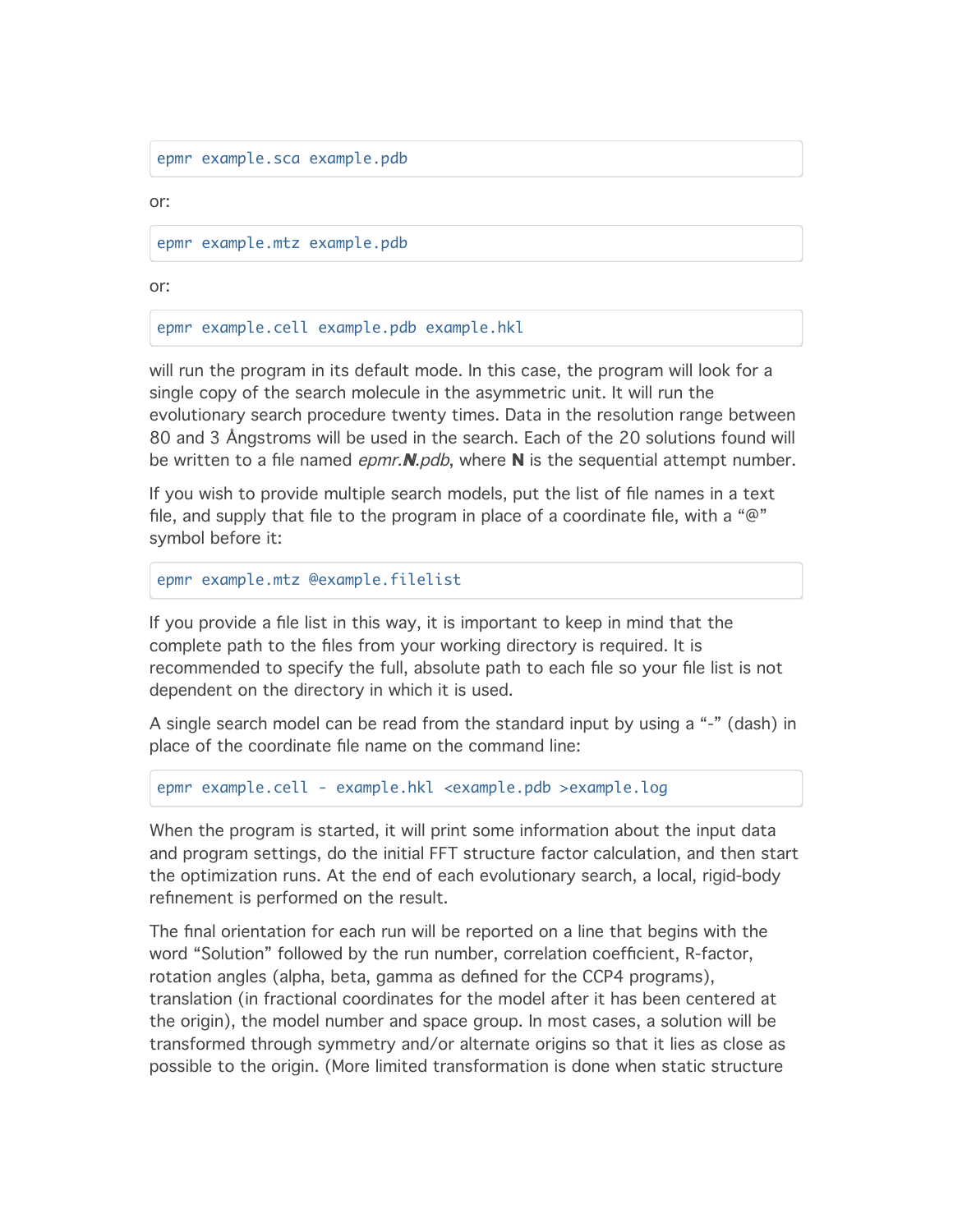```
epmr example.sca example.pdb
```

or:

```
epmr example.mtz example.pdb
```

or:

```
epmr example.cell example.pdb example.hkl
```

will run the program in its default mode. In this case, the program will look for a single copy of the search molecule in the asymmetric unit. It will run the evolutionary search procedure twenty times. Data in the resolution range between 80 and 3 Ångstroms will be used in the search. Each of the 20 solutions found will be written to a file named *epmr.**N**.pdb*, where **N** is the sequential attempt number.

If you wish to provide multiple search models, put the list of file names in a text file, and supply that file to the program in place of a coordinate file, with a "@" symbol before it:

```
epmr example.mtz @example.filelist
```

If you provide a file list in this way, it is important to keep in mind that the complete path to the files from your working directory is required. It is recommended to specify the full, absolute path to each file so your file list is not dependent on the directory in which it is used.

A single search model can be read from the standard input by using a "-" (dash) in place of the coordinate file name on the command line:

```
epmr example.cell - example.hkl <example.pdb >example.log
```

When the program is started, it will print some information about the input data and program settings, do the initial FFT structure factor calculation, and then start the optimization runs. At the end of each evolutionary search, a local, rigid-body refinement is performed on the result.

The final orientation for each run will be reported on a line that begins with the word "Solution" followed by the run number, correlation coefficient, R-factor, rotation angles (alpha, beta, gamma as defined for the CCP4 programs), translation (in fractional coordinates for the model after it has been centered at the origin), the model number and space group. In most cases, a solution will be transformed through symmetry and/or alternate origins so that it lies as close as possible to the origin. (More limited transformation is done when static structure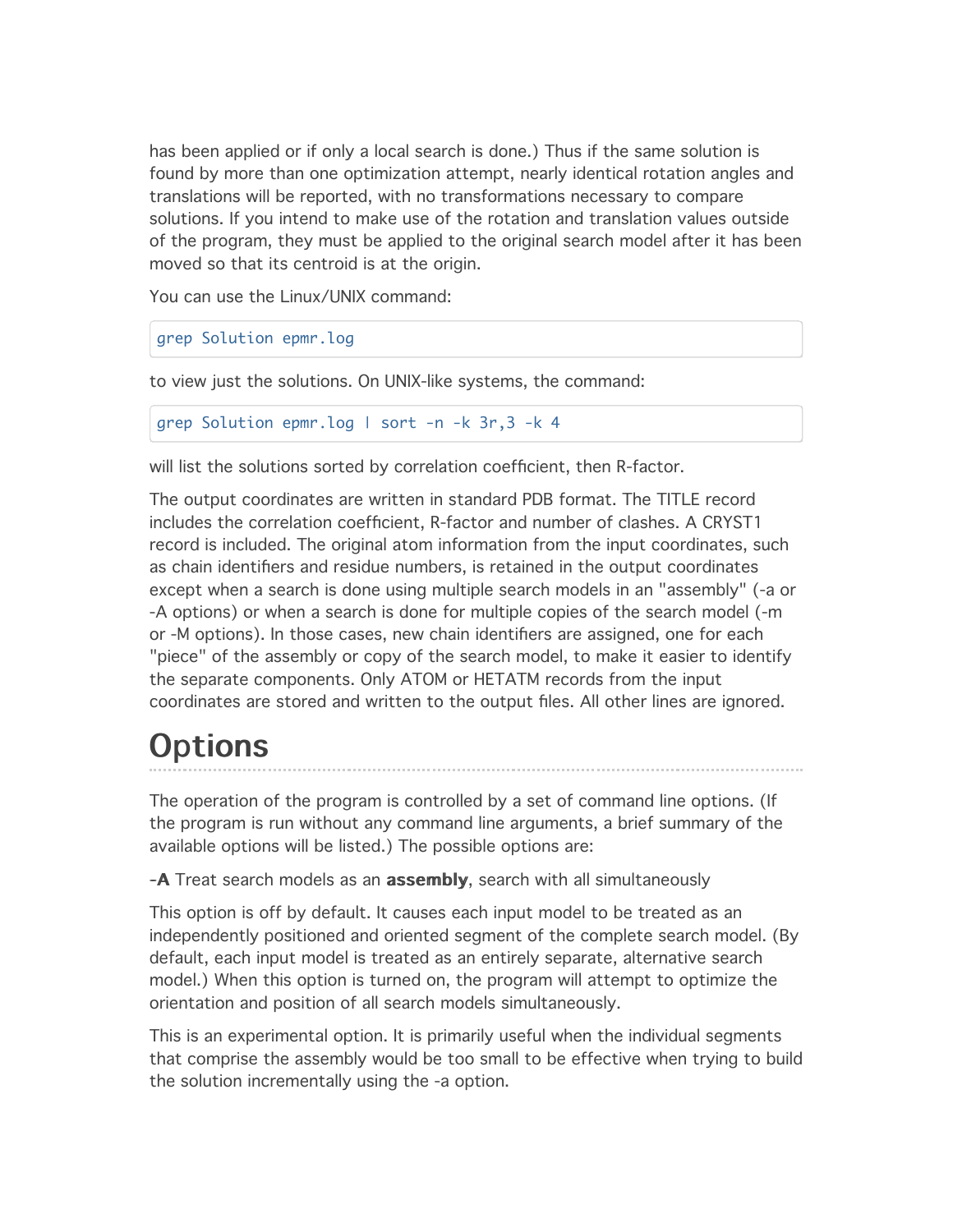has been applied or if only a local search is done.) Thus if the same solution is found by more than one optimization attempt, nearly identical rotation angles and translations will be reported, with no transformations necessary to compare solutions. If you intend to make use of the rotation and translation values outside of the program, they must be applied to the original search model after it has been moved so that its centroid is at the origin.

You can use the Linux/UNIX command:

```
grep Solution epmr.log
```

to view just the solutions. On UNIX-like systems, the command:

```
grep Solution epmr.log | sort -n -k 3r,3 -k 4
```

will list the solutions sorted by correlation coefficient, then R-factor.

The output coordinates are written in standard PDB format. The TITLE record includes the correlation coefficient, R-factor and number of clashes. A CRYST1 record is included. The original atom information from the input coordinates, such as chain identifiers and residue numbers, is retained in the output coordinates except when a search is done using multiple search models in an "assembly" (-a or -A options) or when a search is done for multiple copies of the search model (-m or -M options). In those cases, new chain identifiers are assigned, one for each "piece" of the assembly or copy of the search model, to make it easier to identify the separate components. Only ATOM or HETATM records from the input coordinates are stored and written to the output files. All other lines are ignored.

# Options

The operation of the program is controlled by a set of command line options. (If the program is run without any command line arguments, a brief summary of the available options will be listed.) The possible options are:

-**A** Treat search models as an **assembly**, search with all simultaneously

This option is off by default. It causes each input model to be treated as an independently positioned and oriented segment of the complete search model. (By default, each input model is treated as an entirely separate, alternative search model.) When this option is turned on, the program will attempt to optimize the orientation and position of all search models simultaneously.

This is an experimental option. It is primarily useful when the individual segments that comprise the assembly would be too small to be effective when trying to build the solution incrementally using the -a option.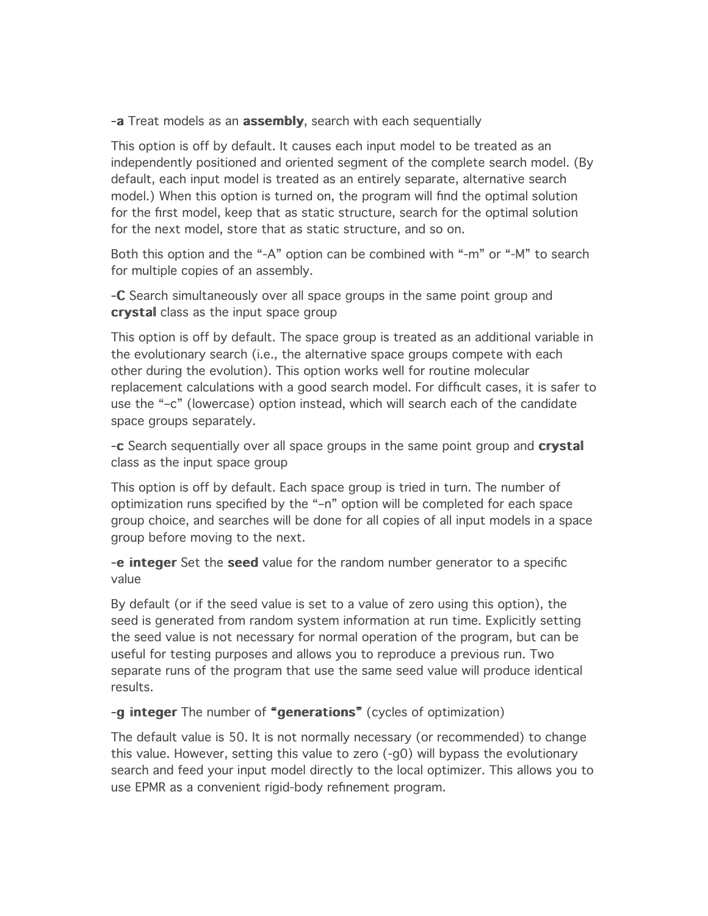**-a** Treat models as an **assembly**, search with each sequentially

This option is off by default. It causes each input model to be treated as an independently positioned and oriented segment of the complete search model. (By default, each input model is treated as an entirely separate, alternative search model.) When this option is turned on, the program will find the optimal solution for the first model, keep that as static structure, search for the optimal solution for the next model, store that as static structure, and so on.

Both this option and the "-A" option can be combined with "-m" or "-M" to search for multiple copies of an assembly.

**-C** Search simultaneously over all space groups in the same point group and **crystal** class as the input space group

This option is off by default. The space group is treated as an additional variable in the evolutionary search (i.e., the alternative space groups compete with each other during the evolution). This option works well for routine molecular replacement calculations with a good search model. For difficult cases, it is safer to use the "–c" (lowercase) option instead, which will search each of the candidate space groups separately.

**-c** Search sequentially over all space groups in the same point group and **crystal** class as the input space group

This option is off by default. Each space group is tried in turn. The number of optimization runs specified by the "–n" option will be completed for each space group choice, and searches will be done for all copies of all input models in a space group before moving to the next.

**-e integer** Set the **seed** value for the random number generator to a specific value

By default (or if the seed value is set to a value of zero using this option), the seed is generated from random system information at run time. Explicitly setting the seed value is not necessary for normal operation of the program, but can be useful for testing purposes and allows you to reproduce a previous run. Two separate runs of the program that use the same seed value will produce identical results.

**-g integer** The number of **"generations"** (cycles of optimization)

The default value is 50. It is not normally necessary (or recommended) to change this value. However, setting this value to zero (-g0) will bypass the evolutionary search and feed your input model directly to the local optimizer. This allows you to use EPMR as a convenient rigid-body refinement program.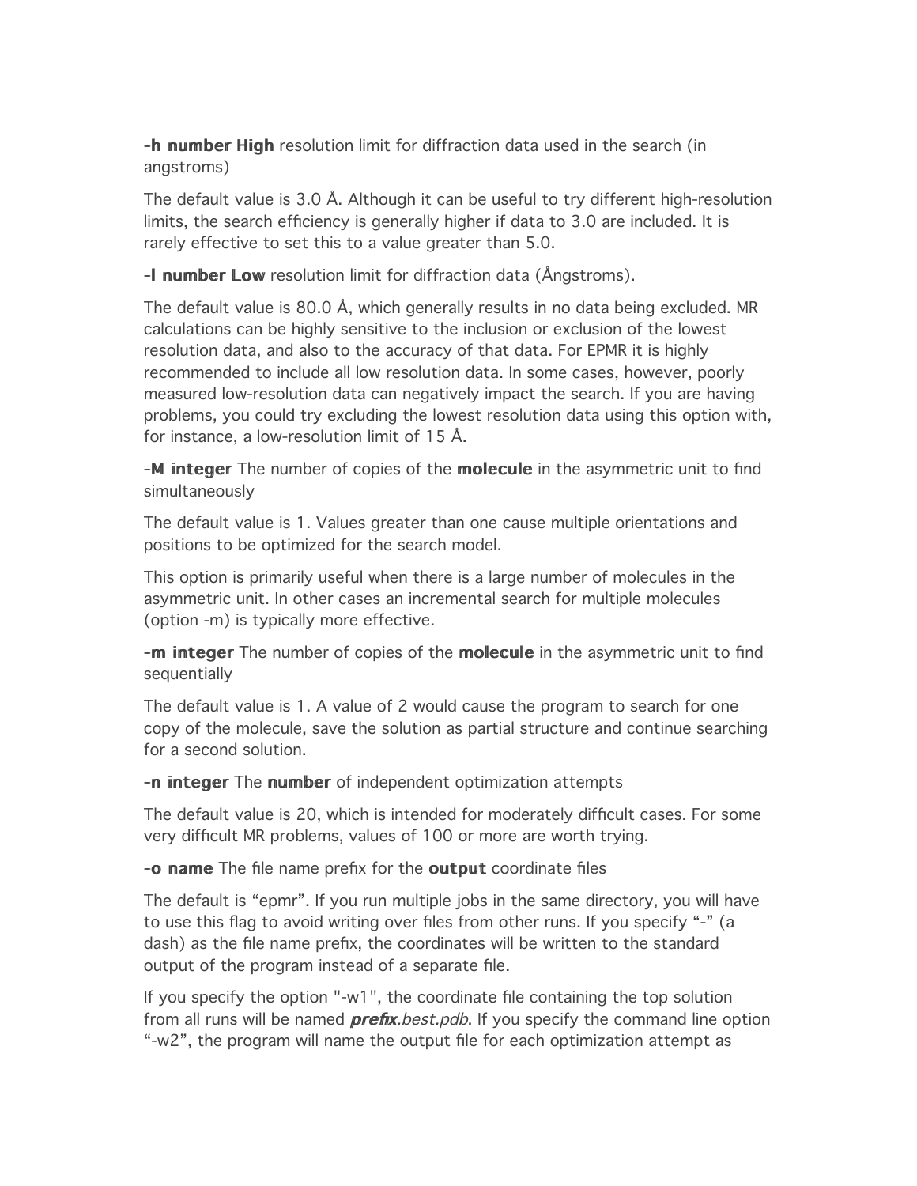**-h number High** resolution limit for diffraction data used in the search (in angstroms)

The default value is 3.0 Å. Although it can be useful to try different high-resolution limits, the search efficiency is generally higher if data to 3.0 are included. It is rarely effective to set this to a value greater than 5.0.

**-l number Low** resolution limit for diffraction data (Ångstroms).

The default value is 80.0 Å, which generally results in no data being excluded. MR calculations can be highly sensitive to the inclusion or exclusion of the lowest resolution data, and also to the accuracy of that data. For EPMR it is highly recommended to include all low resolution data. In some cases, however, poorly measured low-resolution data can negatively impact the search. If you are having problems, you could try excluding the lowest resolution data using this option with, for instance, a low-resolution limit of 15 Å.

**-M integer** The number of copies of the **molecule** in the asymmetric unit to find simultaneously

The default value is 1. Values greater than one cause multiple orientations and positions to be optimized for the search model.

This option is primarily useful when there is a large number of molecules in the asymmetric unit. In other cases an incremental search for multiple molecules (option -m) is typically more effective.

**-m integer** The number of copies of the **molecule** in the asymmetric unit to find sequentially

The default value is 1. A value of 2 would cause the program to search for one copy of the molecule, save the solution as partial structure and continue searching for a second solution.

**-n integer** The **number** of independent optimization attempts

The default value is 20, which is intended for moderately difficult cases. For some very difficult MR problems, values of 100 or more are worth trying.

**-o name** The file name prefix for the **output** coordinate files

The default is "epmr". If you run multiple jobs in the same directory, you will have to use this flag to avoid writing over files from other runs. If you specify "-" (a dash) as the file name prefix, the coordinates will be written to the standard output of the program instead of a separate file.

If you specify the option "-w1", the coordinate file containing the top solution from all runs will be named ***prefix****.best.pdb*. If you specify the command line option "-w2", the program will name the output file for each optimization attempt as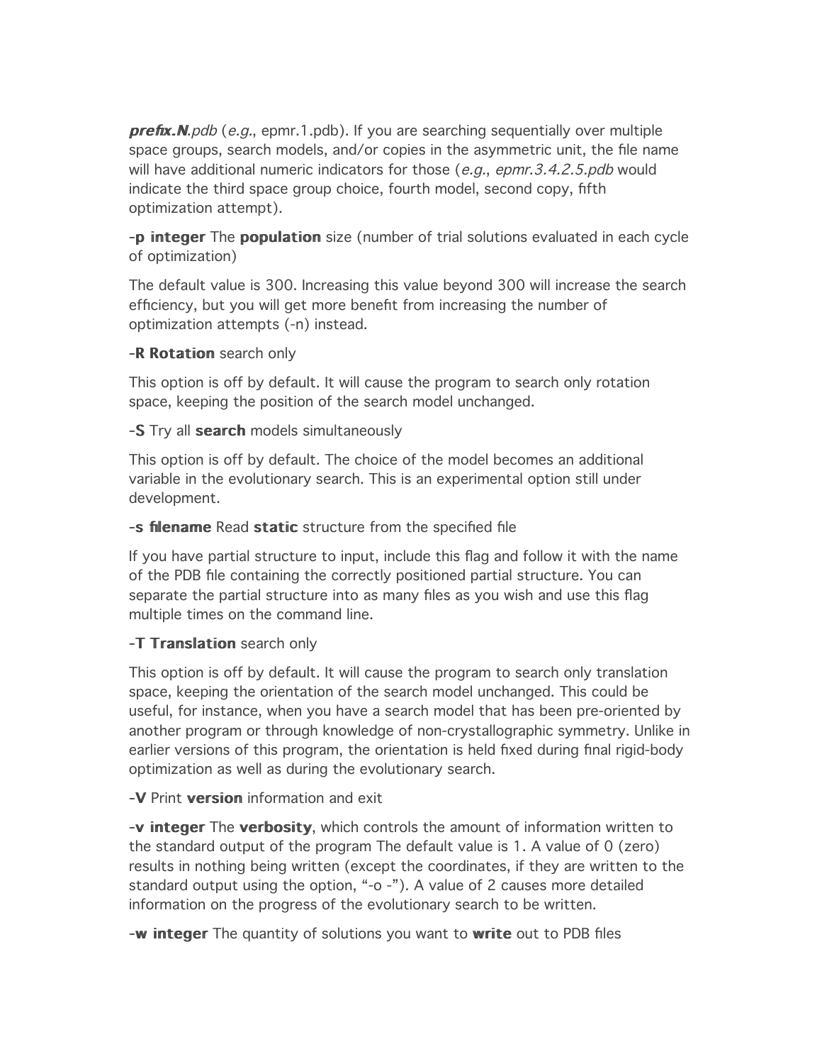***prefix.N**.pdb* (*e.g.*, epmr.1.pdb). If you are searching sequentially over multiple space groups, search models, and/or copies in the asymmetric unit, the file name will have additional numeric indicators for those (*e.g.*, *epmr.3.4.2.5.pdb* would indicate the third space group choice, fourth model, second copy, fifth optimization attempt).

**-p integer** The **population** size (number of trial solutions evaluated in each cycle of optimization)

The default value is 300. Increasing this value beyond 300 will increase the search efficiency, but you will get more benefit from increasing the number of optimization attempts (-n) instead.

**-R Rotation** search only

This option is off by default. It will cause the program to search only rotation space, keeping the position of the search model unchanged.

**-S** Try all **search** models simultaneously

This option is off by default. The choice of the model becomes an additional variable in the evolutionary search. This is an experimental option still under development.

**-s filename** Read **static** structure from the specified file

If you have partial structure to input, include this flag and follow it with the name of the PDB file containing the correctly positioned partial structure. You can separate the partial structure into as many files as you wish and use this flag multiple times on the command line.

**-T Translation** search only

This option is off by default. It will cause the program to search only translation space, keeping the orientation of the search model unchanged. This could be useful, for instance, when you have a search model that has been pre-oriented by another program or through knowledge of non-crystallographic symmetry. Unlike in earlier versions of this program, the orientation is held fixed during final rigid-body optimization as well as during the evolutionary search.

**-V** Print **version** information and exit

**-v integer** The **verbosity**, which controls the amount of information written to the standard output of the program The default value is 1. A value of 0 (zero) results in nothing being written (except the coordinates, if they are written to the standard output using the option, “-o -”). A value of 2 causes more detailed information on the progress of the evolutionary search to be written.

**-w integer** The quantity of solutions you want to **write** out to PDB files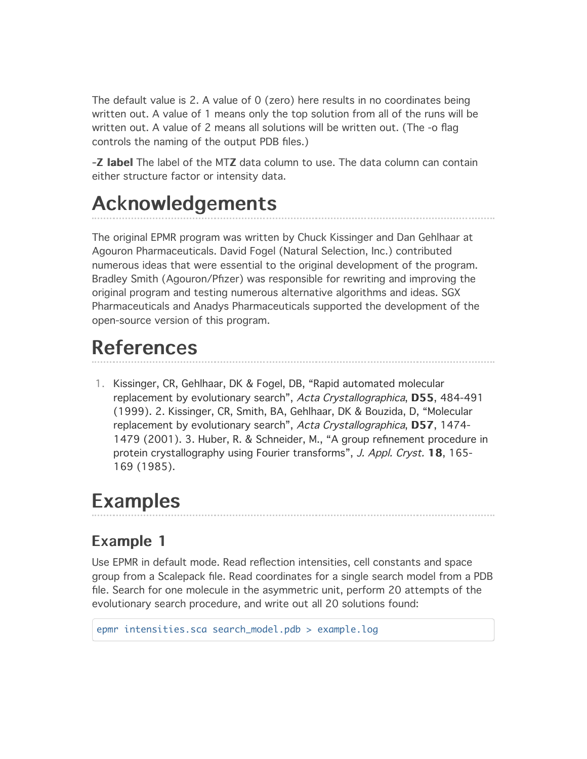The default value is 2. A value of 0 (zero) here results in no coordinates being written out. A value of 1 means only the top solution from all of the runs will be written out. A value of 2 means all solutions will be written out. (The -o flag controls the naming of the output PDB files.)

**-Z label** The label of the MT**Z** data column to use. The data column can contain either structure factor or intensity data.

# Acknowledgements

The original EPMR program was written by Chuck Kissinger and Dan Gehlhaar at Agouron Pharmaceuticals. David Fogel (Natural Selection, Inc.) contributed numerous ideas that were essential to the original development of the program. Bradley Smith (Agouron/Pfizer) was responsible for rewriting and improving the original program and testing numerous alternative algorithms and ideas. SGX Pharmaceuticals and Anadys Pharmaceuticals supported the development of the open-source version of this program.

# References

1. Kissinger, CR, Gehlhaar, DK & Fogel, DB, "Rapid automated molecular replacement by evolutionary search", *Acta Crystallographica*, **D55**, 484-491 (1999). 2. Kissinger, CR, Smith, BA, Gehlhaar, DK & Bouzida, D, "Molecular replacement by evolutionary search", *Acta Crystallographica*, **D57**, 1474-1479 (2001). 3. Huber, R. & Schneider, M., "A group refinement procedure in protein crystallography using Fourier transforms", *J. Appl. Cryst.* **18**, 165-169 (1985).

# Examples

## Example 1

Use EPMR in default mode. Read reflection intensities, cell constants and space group from a Scalepack file. Read coordinates for a single search model from a PDB file. Search for one molecule in the asymmetric unit, perform 20 attempts of the evolutionary search procedure, and write out all 20 solutions found:

```
epmr intensities.sca search_model.pdb > example.log
```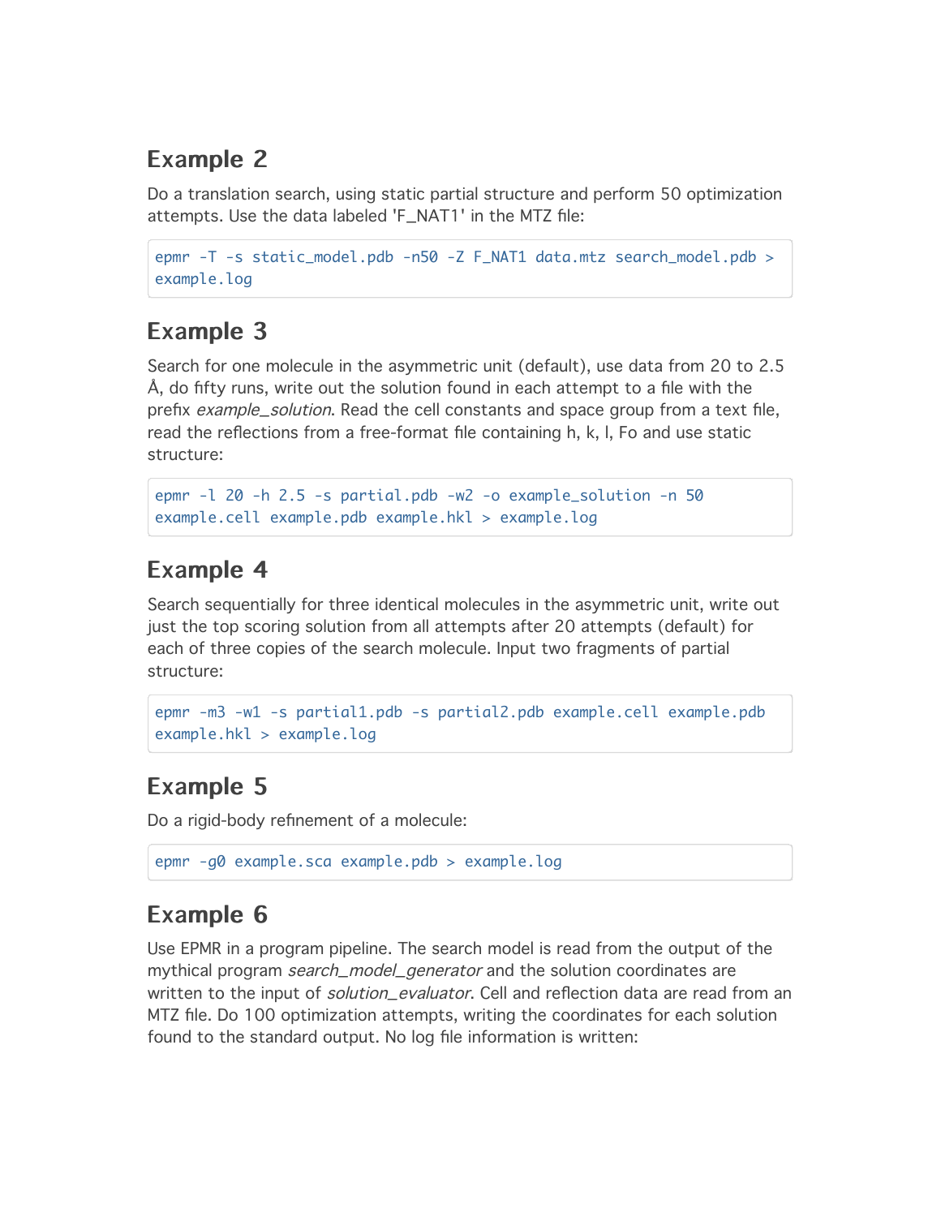## Example 2

Do a translation search, using static partial structure and perform 50 optimization attempts. Use the data labeled 'F_NAT1' in the MTZ file:

```
epmr -T -s static_model.pdb -n50 -Z F_NAT1 data.mtz search_model.pdb > example.log
```

## Example 3

Search for one molecule in the asymmetric unit (default), use data from 20 to 2.5 Å, do fifty runs, write out the solution found in each attempt to a file with the prefix *example_solution*. Read the cell constants and space group from a text file, read the reflections from a free-format file containing h, k, l, Fo and use static structure:

```
epmr -l 20 -h 2.5 -s partial.pdb -w2 -o example_solution -n 50 example.cell example.pdb example.hkl > example.log
```

## Example 4

Search sequentially for three identical molecules in the asymmetric unit, write out just the top scoring solution from all attempts after 20 attempts (default) for each of three copies of the search molecule. Input two fragments of partial structure:

```
epmr -m3 -w1 -s partial1.pdb -s partial2.pdb example.cell example.pdb example.hkl > example.log
```

## Example 5

Do a rigid-body refinement of a molecule:

```
epmr -g0 example.sca example.pdb > example.log
```

## Example 6

Use EPMR in a program pipeline. The search model is read from the output of the mythical program *search_model_generator* and the solution coordinates are written to the input of *solution_evaluator*. Cell and reflection data are read from an MTZ file. Do 100 optimization attempts, writing the coordinates for each solution found to the standard output. No log file information is written: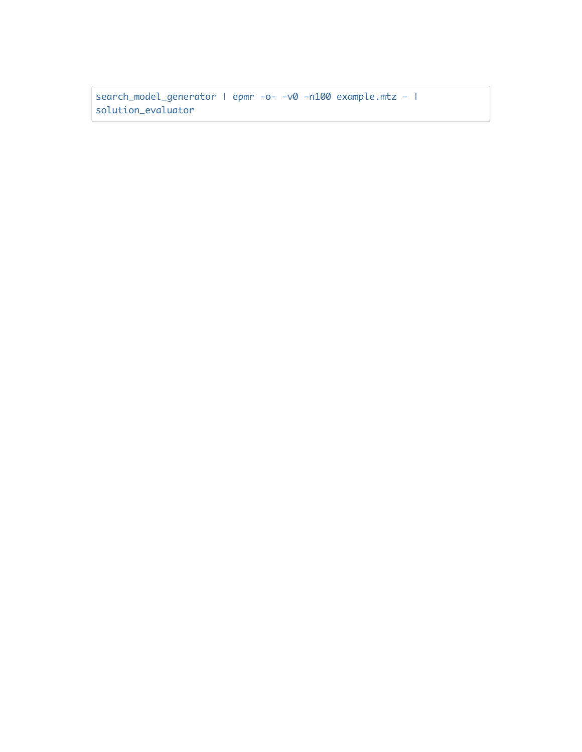```
search_model_generator | epmr -o- -v0 -n100 example.mtz - |
solution_evaluator
```